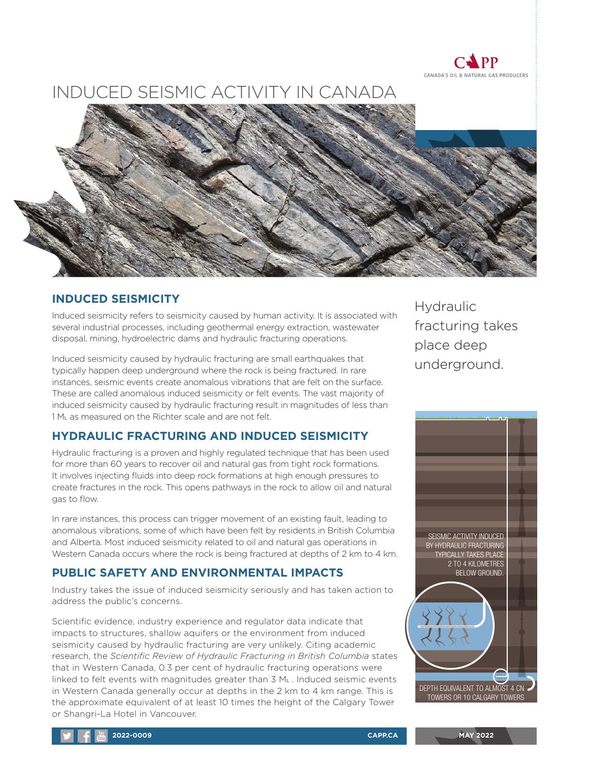# INDUCED SEISMIC ACTIVITY IN CANADA

## INDUCED SEISMICITY

Induced seismicity refers to seismicity caused by human activity. It is associated with several industrial processes, including geothermal energy extraction, wastewater disposal, mining, hydroelectric dams and hydraulic fracturing operations.

Induced seismicity caused by hydraulic fracturing are small earthquakes that typically happen deep underground where the rock is being fractured. In rare instances, seismic events create anomalous vibrations that are felt on the surface. These are called anomalous induced seismicity or felt events. The vast majority of induced seismicity caused by hydraulic fracturing result in magnitudes of less than 1 $M_L$ as measured on the Richter scale and are not felt.

## HYDRAULIC FRACTURING AND INDUCED SEISMICITY

Hydraulic fracturing is a proven and highly regulated technique that has been used for more than 60 years to recover oil and natural gas from tight rock formations. It involves injecting fluids into deep rock formations at high enough pressures to create fractures in the rock. This opens pathways in the rock to allow oil and natural gas to flow.

In rare instances, this process can trigger movement of an existing fault, leading to anomalous vibrations, some of which have been felt by residents in British Columbia and Alberta. Most induced seismicity related to oil and natural gas operations in Western Canada occurs where the rock is being fractured at depths of 2 km to 4 km.

## PUBLIC SAFETY AND ENVIRONMENTAL IMPACTS

Industry takes the issue of induced seismicity seriously and has taken action to address the public's concerns.

Scientific evidence, industry experience and regulator data indicate that impacts to structures, shallow aquifers or the environment from induced seismicity caused by hydraulic fracturing are very unlikely. Citing academic research, the *Scientific Review of Hydraulic Fracturing in British Columbia* states that in Western Canada, 0.3 per cent of hydraulic fracturing operations were linked to felt events with magnitudes greater than 3 $M_L$. Induced seismic events in Western Canada generally occur at depths in the 2 km to 4 km range. This is the approximate equivalent of at least 10 times the height of the Calgary Tower or Shangri-La Hotel in Vancouver.

Hydraulic fracturing takes place deep underground.

SEISMIC ACTIVITY INDUCED BY HYDRAULIC FRACTURING TYPICALLY TAKES PLACE 2 TO 4 KILOMETRES BELOW GROUND.

DEPTH EQUIVALENT TO ALMOST 4 CN TOWERS OR 10 CALGARY TOWERS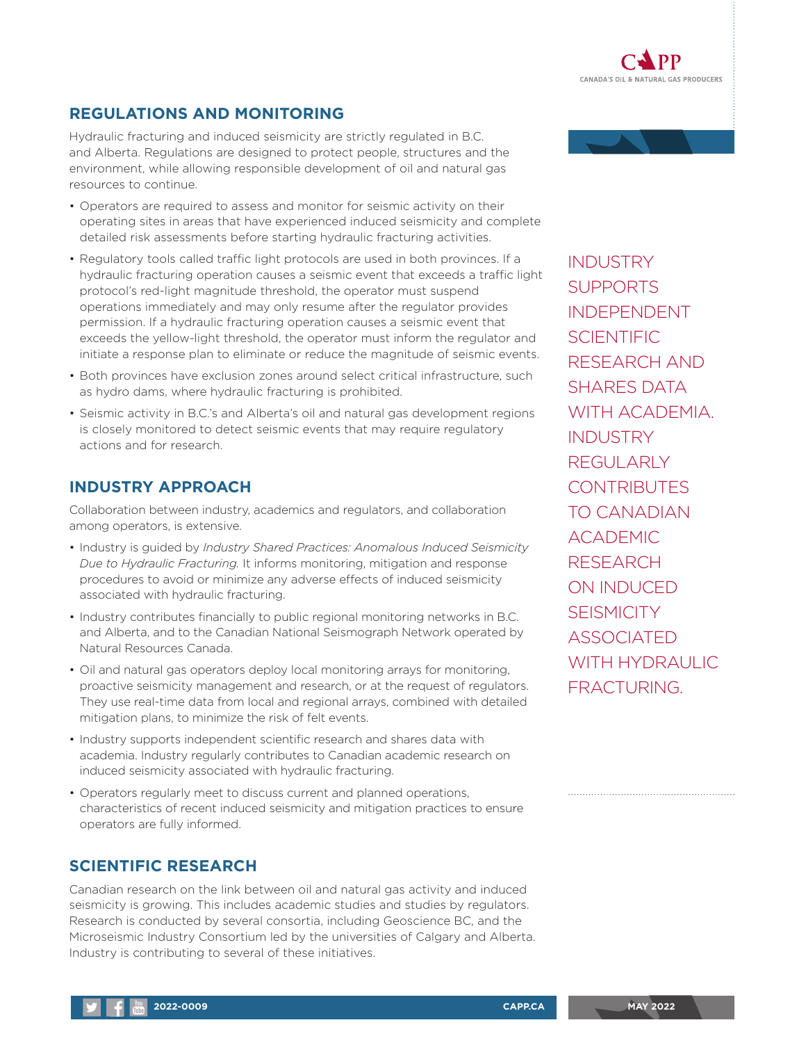## REGULATIONS AND MONITORING

Hydraulic fracturing and induced seismicity are strictly regulated in B.C. and Alberta. Regulations are designed to protect people, structures and the environment, while allowing responsible development of oil and natural gas resources to continue.

- Operators are required to assess and monitor for seismic activity on their operating sites in areas that have experienced induced seismicity and complete detailed risk assessments before starting hydraulic fracturing activities.
- Regulatory tools called traffic light protocols are used in both provinces. If a hydraulic fracturing operation causes a seismic event that exceeds a traffic light protocol's red-light magnitude threshold, the operator must suspend operations immediately and may only resume after the regulator provides permission. If a hydraulic fracturing operation causes a seismic event that exceeds the yellow-light threshold, the operator must inform the regulator and initiate a response plan to eliminate or reduce the magnitude of seismic events.
- Both provinces have exclusion zones around select critical infrastructure, such as hydro dams, where hydraulic fracturing is prohibited.
- Seismic activity in B.C.'s and Alberta's oil and natural gas development regions is closely monitored to detect seismic events that may require regulatory actions and for research.

## INDUSTRY APPROACH

Collaboration between industry, academics and regulators, and collaboration among operators, is extensive.

- Industry is guided by *Industry Shared Practices: Anomalous Induced Seismicity Due to Hydraulic Fracturing.* It informs monitoring, mitigation and response procedures to avoid or minimize any adverse effects of induced seismicity associated with hydraulic fracturing.
- Industry contributes financially to public regional monitoring networks in B.C. and Alberta, and to the Canadian National Seismograph Network operated by Natural Resources Canada.
- Oil and natural gas operators deploy local monitoring arrays for monitoring, proactive seismicity management and research, or at the request of regulators. They use real-time data from local and regional arrays, combined with detailed mitigation plans, to minimize the risk of felt events.
- Industry supports independent scientific research and shares data with academia. Industry regularly contributes to Canadian academic research on induced seismicity associated with hydraulic fracturing.
- Operators regularly meet to discuss current and planned operations, characteristics of recent induced seismicity and mitigation practices to ensure operators are fully informed.

INDUSTRY SUPPORTS INDEPENDENT SCIENTIFIC RESEARCH AND SHARES DATA WITH ACADEMIA. INDUSTRY REGULARLY CONTRIBUTES TO CANADIAN ACADEMIC RESEARCH ON INDUCED SEISMICITY ASSOCIATED WITH HYDRAULIC FRACTURING.

## SCIENTIFIC RESEARCH

Canadian research on the link between oil and natural gas activity and induced seismicity is growing. This includes academic studies and studies by regulators. Research is conducted by several consortia, including Geoscience BC, and the Microseismic Industry Consortium led by the universities of Calgary and Alberta. Industry is contributing to several of these initiatives.

2022-0009 CAPP.CA MAY 2022